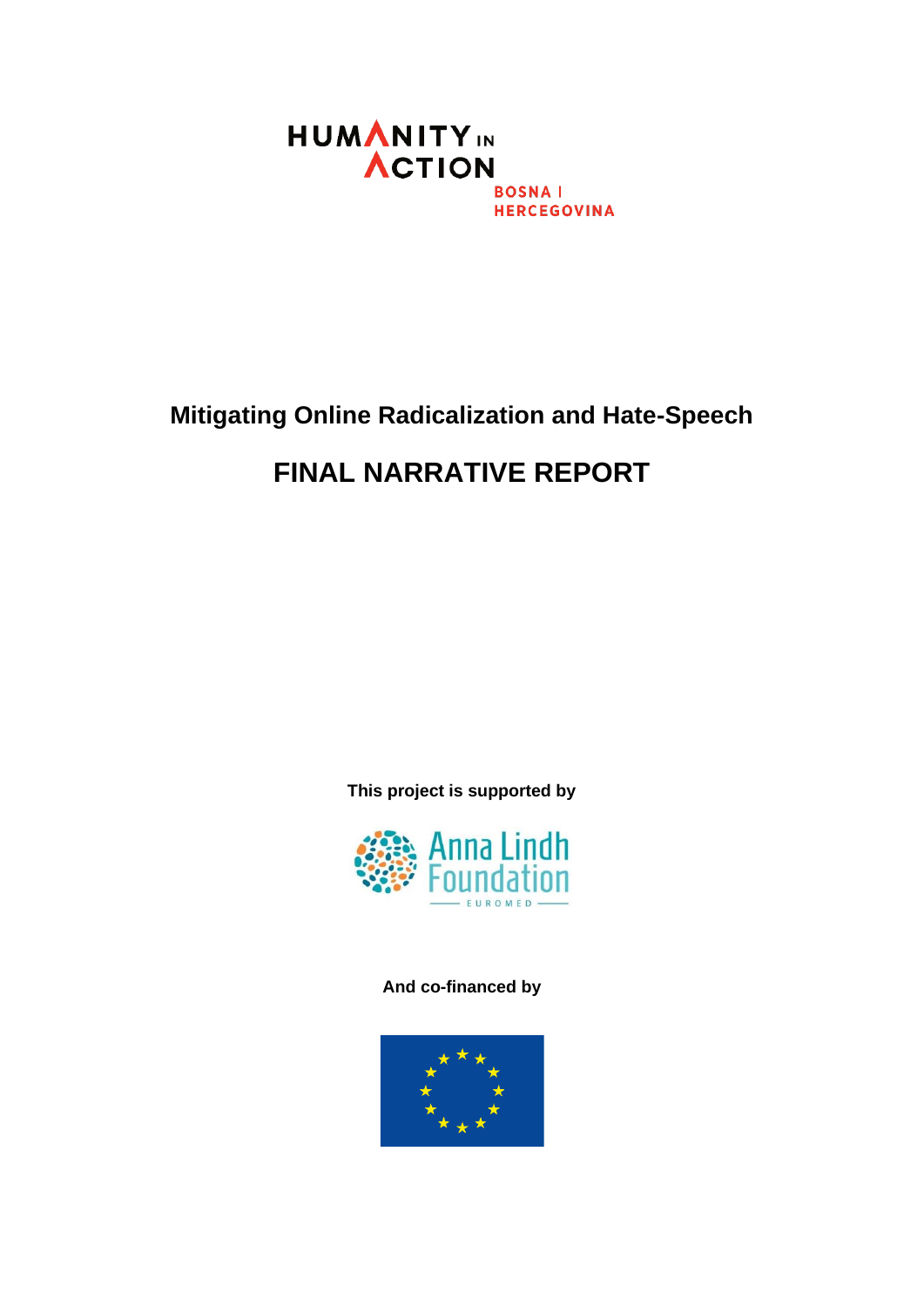HUMANITY IN ACTION

BOSNA I HERCEGOVINA

## Mitigating Online Radicalization and Hate-Speech

# FINAL NARRATIVE REPORT

**This project is supported by**

Anna Lindh Foundation

EUROMED

**And co-financed by**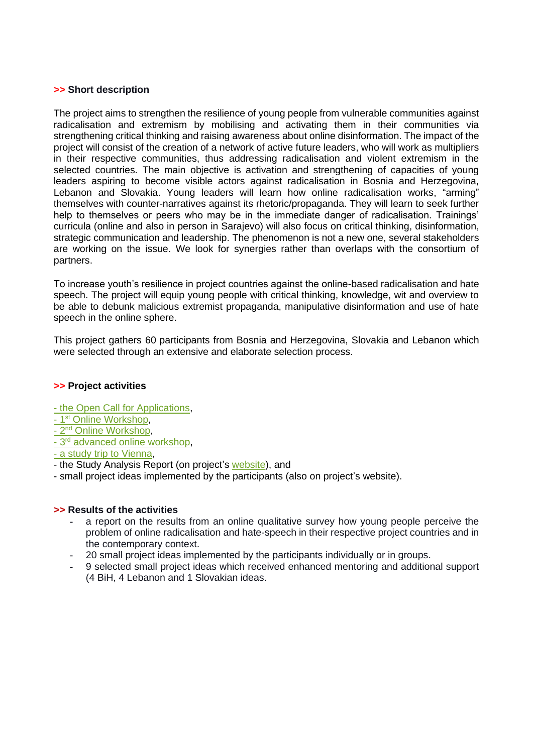## >> Short description

The project aims to strengthen the resilience of young people from vulnerable communities against radicalisation and extremism by mobilising and activating them in their communities via strengthening critical thinking and raising awareness about online disinformation. The impact of the project will consist of the creation of a network of active future leaders, who will work as multipliers in their respective communities, thus addressing radicalisation and violent extremism in the selected countries. The main objective is activation and strengthening of capacities of young leaders aspiring to become visible actors against radicalisation in Bosnia and Herzegovina, Lebanon and Slovakia. Young leaders will learn how online radicalisation works, "arming" themselves with counter-narratives against its rhetoric/propaganda. They will learn to seek further help to themselves or peers who may be in the immediate danger of radicalisation. Trainings' curricula (online and also in person in Sarajevo) will also focus on critical thinking, disinformation, strategic communication and leadership. The phenomenon is not a new one, several stakeholders are working on the issue. We look for synergies rather than overlaps with the consortium of partners.

To increase youth's resilience in project countries against the online-based radicalisation and hate speech. The project will equip young people with critical thinking, knowledge, wit and overview to be able to debunk malicious extremist propaganda, manipulative disinformation and use of hate speech in the online sphere.

This project gathers 60 participants from Bosnia and Herzegovina, Slovakia and Lebanon which were selected through an extensive and elaborate selection process.

## >> Project activities

- the Open Call for Applications,
- 1st Online Workshop,
- 2nd Online Workshop,
- 3rd advanced online workshop,
- a study trip to Vienna,
- the Study Analysis Report (on project's website), and
- small project ideas implemented by the participants (also on project's website).

## >> Results of the activities

- a report on the results from an online qualitative survey how young people perceive the problem of online radicalisation and hate-speech in their respective project countries and in the contemporary context.
- 20 small project ideas implemented by the participants individually or in groups.
- 9 selected small project ideas which received enhanced mentoring and additional support (4 BiH, 4 Lebanon and 1 Slovakian ideas.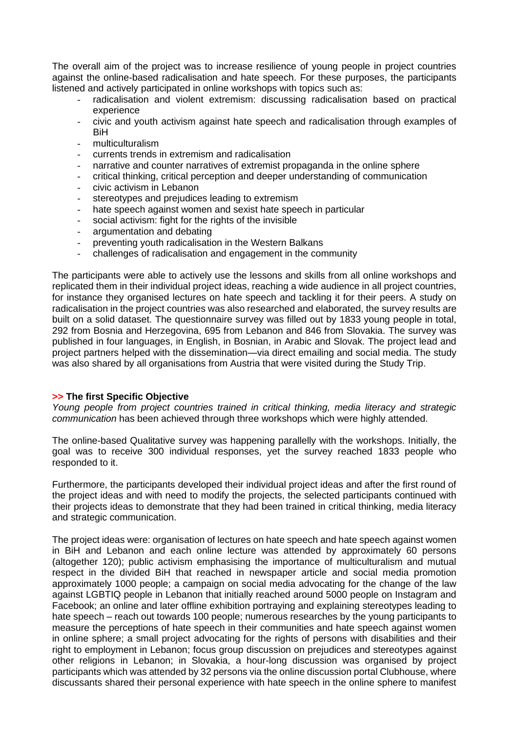The overall aim of the project was to increase resilience of young people in project countries against the online-based radicalisation and hate speech. For these purposes, the participants listened and actively participated in online workshops with topics such as:

- radicalisation and violent extremism: discussing radicalisation based on practical experience
- civic and youth activism against hate speech and radicalisation through examples of BiH
- multiculturalism
- currents trends in extremism and radicalisation
- narrative and counter narratives of extremist propaganda in the online sphere
- critical thinking, critical perception and deeper understanding of communication
- civic activism in Lebanon
- stereotypes and prejudices leading to extremism
- hate speech against women and sexist hate speech in particular
- social activism: fight for the rights of the invisible
- argumentation and debating
- preventing youth radicalisation in the Western Balkans
- challenges of radicalisation and engagement in the community

The participants were able to actively use the lessons and skills from all online workshops and replicated them in their individual project ideas, reaching a wide audience in all project countries, for instance they organised lectures on hate speech and tackling it for their peers. A study on radicalisation in the project countries was also researched and elaborated, the survey results are built on a solid dataset. The questionnaire survey was filled out by 1833 young people in total, 292 from Bosnia and Herzegovina, 695 from Lebanon and 846 from Slovakia. The survey was published in four languages, in English, in Bosnian, in Arabic and Slovak. The project lead and project partners helped with the dissemination—via direct emailing and social media. The study was also shared by all organisations from Austria that were visited during the Study Trip.

### >> The first Specific Objective

*Young people from project countries trained in critical thinking, media literacy and strategic communication* has been achieved through three workshops which were highly attended.

The online-based Qualitative survey was happening parallelly with the workshops. Initially, the goal was to receive 300 individual responses, yet the survey reached 1833 people who responded to it.

Furthermore, the participants developed their individual project ideas and after the first round of the project ideas and with need to modify the projects, the selected participants continued with their projects ideas to demonstrate that they had been trained in critical thinking, media literacy and strategic communication.

The project ideas were: organisation of lectures on hate speech and hate speech against women in BiH and Lebanon and each online lecture was attended by approximately 60 persons (altogether 120); public activism emphasising the importance of multiculturalism and mutual respect in the divided BiH that reached in newspaper article and social media promotion approximately 1000 people; a campaign on social media advocating for the change of the law against LGBTIQ people in Lebanon that initially reached around 5000 people on Instagram and Facebook; an online and later offline exhibition portraying and explaining stereotypes leading to hate speech – reach out towards 100 people; numerous researches by the young participants to measure the perceptions of hate speech in their communities and hate speech against women in online sphere; a small project advocating for the rights of persons with disabilities and their right to employment in Lebanon; focus group discussion on prejudices and stereotypes against other religions in Lebanon; in Slovakia, a hour-long discussion was organised by project participants which was attended by 32 persons via the online discussion portal Clubhouse, where discussants shared their personal experience with hate speech in the online sphere to manifest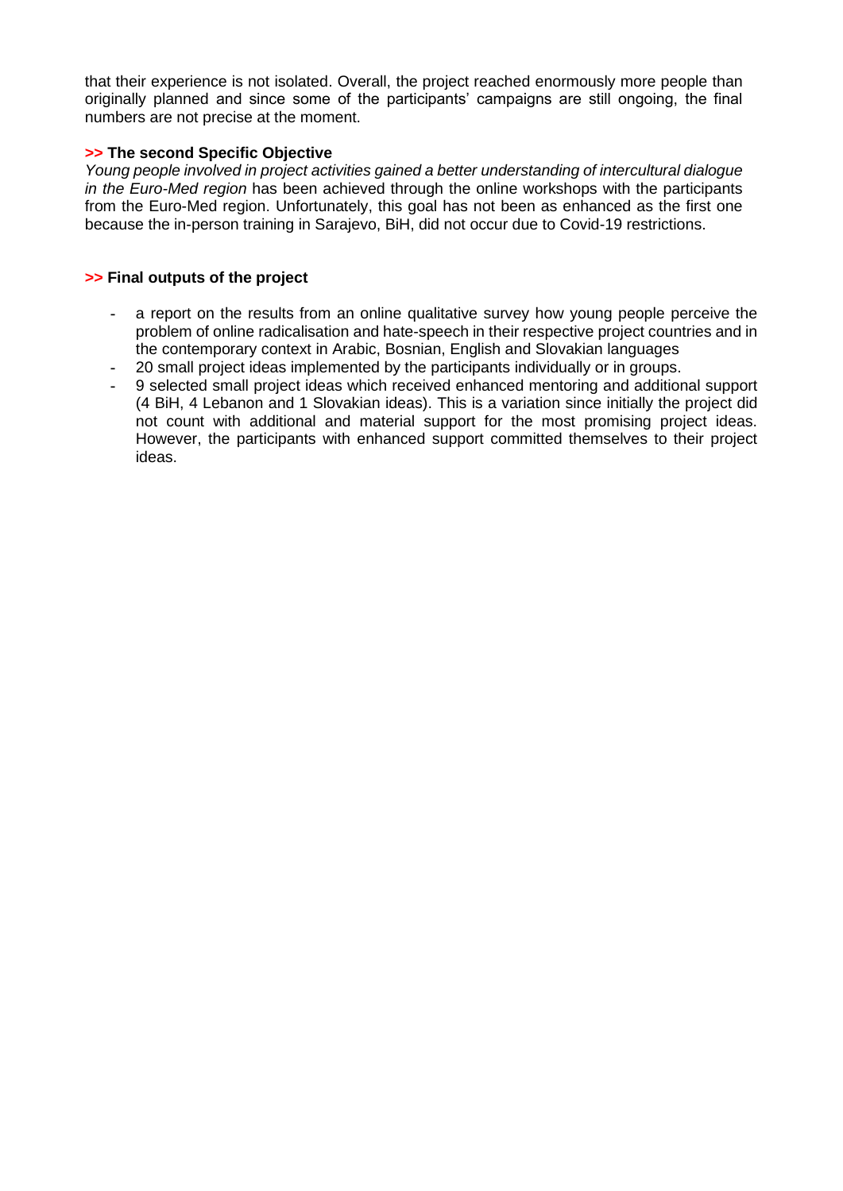that their experience is not isolated. Overall, the project reached enormously more people than originally planned and since some of the participants' campaigns are still ongoing, the final numbers are not precise at the moment.

**>> The second Specific Objective**

*Young people involved in project activities gained a better understanding of intercultural dialogue in the Euro-Med region* has been achieved through the online workshops with the participants from the Euro-Med region. Unfortunately, this goal has not been as enhanced as the first one because the in-person training in Sarajevo, BiH, did not occur due to Covid-19 restrictions.

**>> Final outputs of the project**

- a report on the results from an online qualitative survey how young people perceive the problem of online radicalisation and hate-speech in their respective project countries and in the contemporary context in Arabic, Bosnian, English and Slovakian languages
- 20 small project ideas implemented by the participants individually or in groups.
- 9 selected small project ideas which received enhanced mentoring and additional support (4 BiH, 4 Lebanon and 1 Slovakian ideas). This is a variation since initially the project did not count with additional and material support for the most promising project ideas. However, the participants with enhanced support committed themselves to their project ideas.